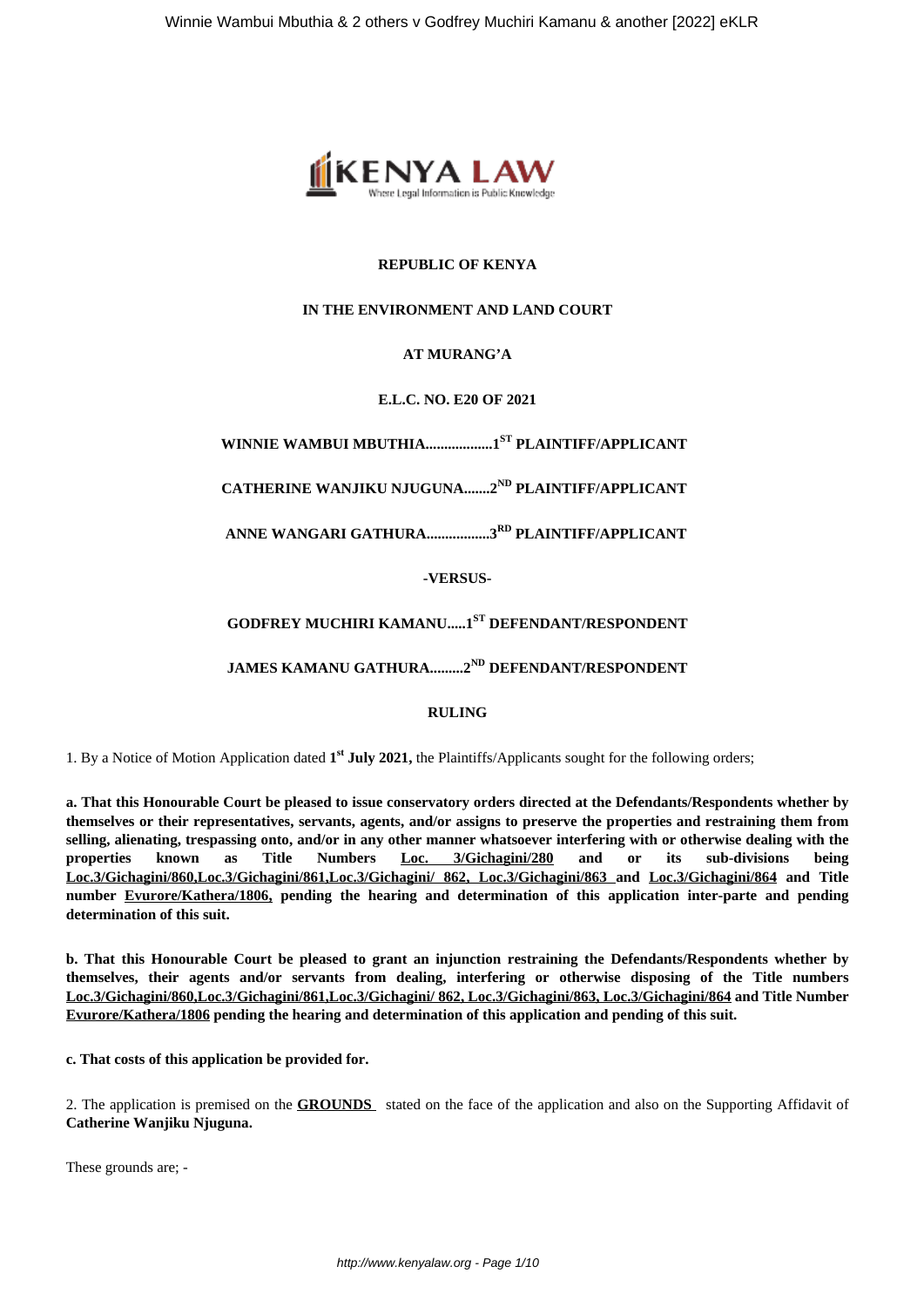**REPUBLIC OF KENYA**

**IN THE ENVIRONMENT AND LAND COURT**

**AT MURANG'A**

**E.L.C. NO. E20 OF 2021**

**WINNIE WAMBUI MBUTHIA..................1ST PLAINTIFF/APPLICANT**

**CATHERINE WANJIKU NJUGUNA.......2ND PLAINTIFF/APPLICANT**

**ANNE WANGARI GATHURA.................3RD PLAINTIFF/APPLICANT**

**-VERSUS-**

**GODFREY MUCHIRI KAMANU.....1ST DEFENDANT/RESPONDENT**

**JAMES KAMANU GATHURA.........2ND DEFENDANT/RESPONDENT**

**RULING**

1. By a Notice of Motion Application dated **1st July 2021,** the Plaintiffs/Applicants sought for the following orders;

**a. That this Honourable Court be pleased to issue conservatory orders directed at the Defendants/Respondents whether by themselves or their representatives, servants, agents, and/or assigns to preserve the properties and restraining them from selling, alienating, trespassing onto, and/or in any other manner whatsoever interfering with or otherwise dealing with the properties known as Title Numbers Loc. 3/Gichagini/280 and or its sub-divisions being Loc.3/Gichagini/860,Loc.3/Gichagini/861,Loc.3/Gichagini/ 862, Loc.3/Gichagini/863 and Loc.3/Gichagini/864 and Title number Evurore/Kathera/1806, pending the hearing and determination of this application inter-parte and pending determination of this suit.**

**b. That this Honourable Court be pleased to grant an injunction restraining the Defendants/Respondents whether by themselves, their agents and/or servants from dealing, interfering or otherwise disposing of the Title numbers Loc.3/Gichagini/860,Loc.3/Gichagini/861,Loc.3/Gichagini/ 862, Loc.3/Gichagini/863, Loc.3/Gichagini/864 and Title Number Evurore/Kathera/1806 pending the hearing and determination of this application and pending of this suit.**

**c. That costs of this application be provided for.**

2. The application is premised on the **GROUNDS** stated on the face of the application and also on the Supporting Affidavit of **Catherine Wanjiku Njuguna.**

These grounds are; -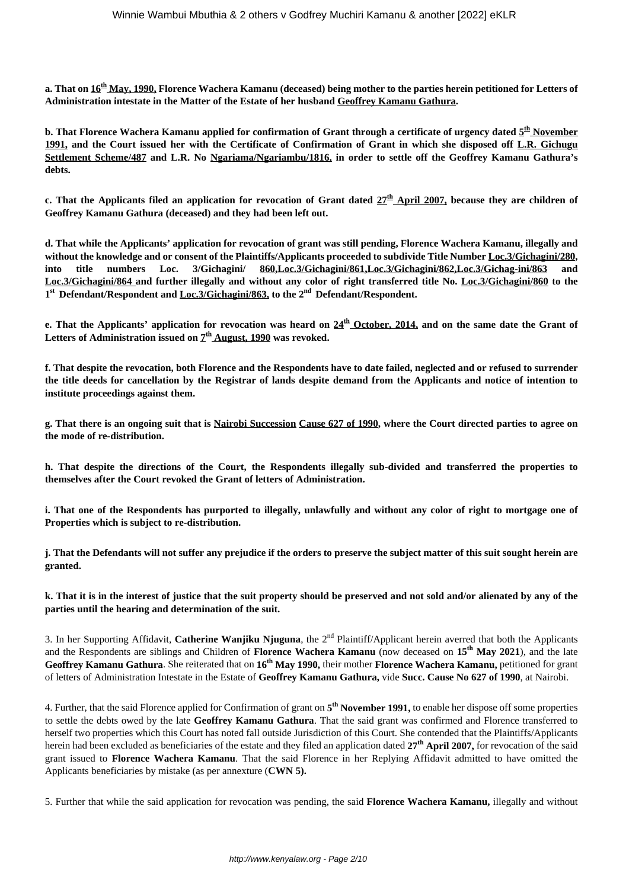**a. That on <u>16th May, 1990,</u> Florence Wachera Kamanu (deceased) being mother to the parties herein petitioned for Letters of Administration intestate in the Matter of the Estate of her husband <u>Geoffrey Kamanu Gathura</u>.**

**b. That Florence Wachera Kamanu applied for confirmation of Grant through a certificate of urgency dated <u>5th November 1991,</u> and the Court issued her with the Certificate of Confirmation of Grant in which she disposed off <u>L.R. Gichugu Settlement Scheme/487</u> and L.R. No <u>Ngariama/Ngariambu/1816,</u> in order to settle off the Geoffrey Kamanu Gathura's debts.**

**c. That the Applicants filed an application for revocation of Grant dated <u>27th April 2007,</u> because they are children of Geoffrey Kamanu Gathura (deceased) and they had been left out.**

**d. That while the Applicants' application for revocation of grant was still pending, Florence Wachera Kamanu, illegally and without the knowledge and or consent of the Plaintiffs/Applicants proceeded to subdivide Title Number <u>Loc.3/Gichagini/280,</u> into title numbers Loc. 3/Gichagini/ <u>860,Loc.3/Gichagini/861,Loc.3/Gichagini/862,Loc.3/Gichag-ini/863</u> and <u>Loc.3/Gichagini/864</u> and further illegally and without any color of right transferred title No. <u>Loc.3/Gichagini/860</u> to the 1st Defendant/Respondent and <u>Loc.3/Gichagini/863,</u> to the 2nd Defendant/Respondent.**

**e. That the Applicants' application for revocation was heard on <u>24th October, 2014,</u> and on the same date the Grant of Letters of Administration issued on <u>7th August, 1990</u> was revoked.**

**f. That despite the revocation, both Florence and the Respondents have to date failed, neglected and or refused to surrender the title deeds for cancellation by the Registrar of lands despite demand from the Applicants and notice of intention to institute proceedings against them.**

**g. That there is an ongoing suit that is <u>Nairobi Succession</u> <u>Cause 627 of 1990</u>, where the Court directed parties to agree on the mode of re-distribution.**

**h. That despite the directions of the Court, the Respondents illegally sub-divided and transferred the properties to themselves after the Court revoked the Grant of letters of Administration.**

**i. That one of the Respondents has purported to illegally, unlawfully and without any color of right to mortgage one of Properties which is subject to re-distribution.**

**j. That the Defendants will not suffer any prejudice if the orders to preserve the subject matter of this suit sought herein are granted.**

**k. That it is in the interest of justice that the suit property should be preserved and not sold and/or alienated by any of the parties until the hearing and determination of the suit.**

3. In her Supporting Affidavit, **Catherine Wanjiku Njuguna**, the 2nd Plaintiff/Applicant herein averred that both the Applicants and the Respondents are siblings and Children of **Florence Wachera Kamanu** (now deceased on **15th May 2021**), and the late **Geoffrey Kamanu Gathura**. She reiterated that on **16th May 1990,** their mother **Florence Wachera Kamanu,** petitioned for grant of letters of Administration Intestate in the Estate of **Geoffrey Kamanu Gathura,** vide **Succ. Cause No 627 of 1990**, at Nairobi.

4. Further, that the said Florence applied for Confirmation of grant on **5th November 1991,** to enable her dispose off some properties to settle the debts owed by the late **Geoffrey Kamanu Gathura**. That the said grant was confirmed and Florence transferred to herself two properties which this Court has noted fall outside Jurisdiction of this Court. She contended that the Plaintiffs/Applicants herein had been excluded as beneficiaries of the estate and they filed an application dated **27th April 2007,** for revocation of the said grant issued to **Florence Wachera Kamanu**. That the said Florence in her Replying Affidavit admitted to have omitted the Applicants beneficiaries by mistake (as per annexture (**CWN 5).**

5. Further that while the said application for revocation was pending, the said **Florence Wachera Kamanu,** illegally and without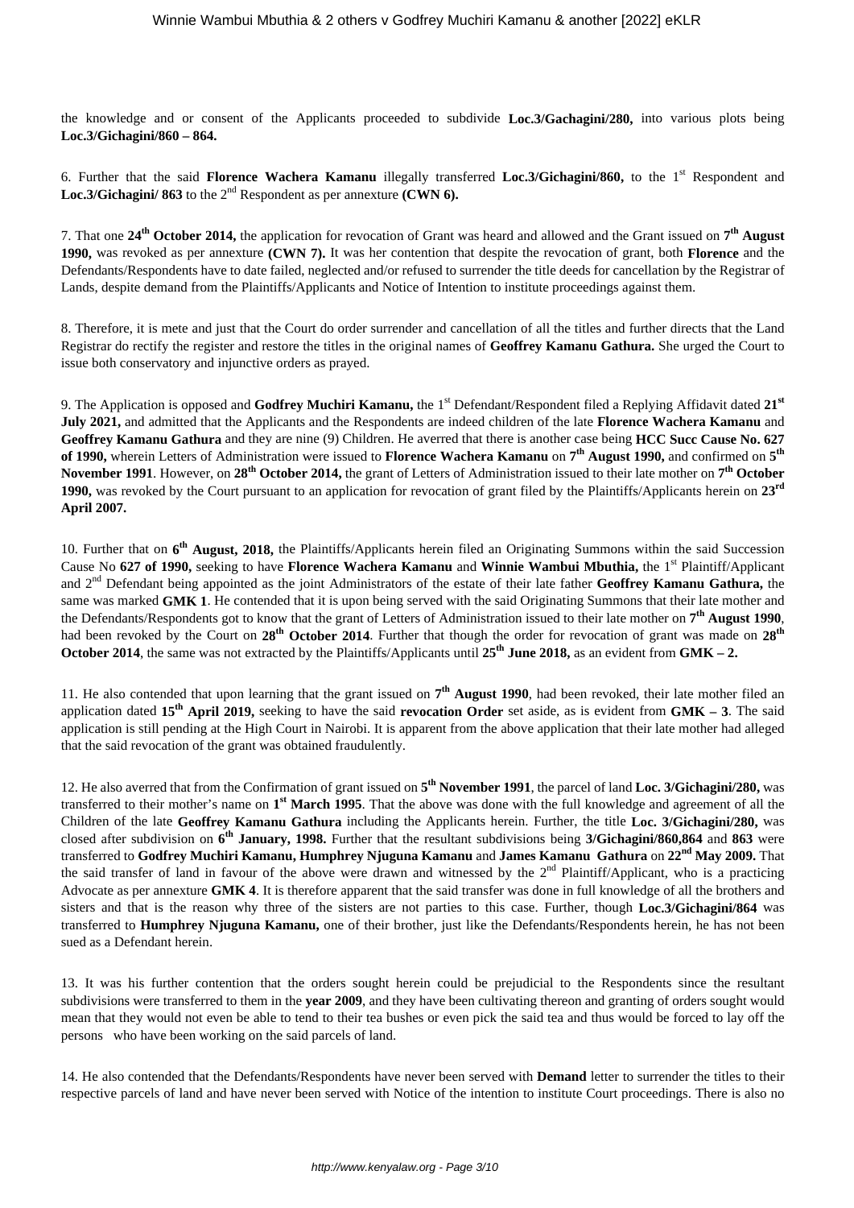the knowledge and or consent of the Applicants proceeded to subdivide **Loc.3/Gachagini/280,** into various plots being **Loc.3/Gichagini/860 – 864.**

6. Further that the said **Florence Wachera Kamanu** illegally transferred **Loc.3/Gichagini/860,** to the 1st Respondent and **Loc.3/Gichagini/ 863** to the 2nd Respondent as per annexture **(CWN 6).**

7. That one **24th October 2014,** the application for revocation of Grant was heard and allowed and the Grant issued on **7th August 1990,** was revoked as per annexture **(CWN 7).** It was her contention that despite the revocation of grant, both **Florence** and the Defendants/Respondents have to date failed, neglected and/or refused to surrender the title deeds for cancellation by the Registrar of Lands, despite demand from the Plaintiffs/Applicants and Notice of Intention to institute proceedings against them.

8. Therefore, it is mete and just that the Court do order surrender and cancellation of all the titles and further directs that the Land Registrar do rectify the register and restore the titles in the original names of **Geoffrey Kamanu Gathura.** She urged the Court to issue both conservatory and injunctive orders as prayed.

9. The Application is opposed and **Godfrey Muchiri Kamanu,** the 1st Defendant/Respondent filed a Replying Affidavit dated **21st July 2021,** and admitted that the Applicants and the Respondents are indeed children of the late **Florence Wachera Kamanu** and **Geoffrey Kamanu Gathura** and they are nine (9) Children. He averred that there is another case being **HCC Succ Cause No. 627 of 1990,** wherein Letters of Administration were issued to **Florence Wachera Kamanu** on **7th August 1990,** and confirmed on **5th November 1991**. However, on **28th October 2014,** the grant of Letters of Administration issued to their late mother on **7th October 1990,** was revoked by the Court pursuant to an application for revocation of grant filed by the Plaintiffs/Applicants herein on **23rd April 2007.**

10. Further that on **6th August, 2018,** the Plaintiffs/Applicants herein filed an Originating Summons within the said Succession Cause No **627 of 1990,** seeking to have **Florence Wachera Kamanu** and **Winnie Wambui Mbuthia,** the 1st Plaintiff/Applicant and 2nd Defendant being appointed as the joint Administrators of the estate of their late father **Geoffrey Kamanu Gathura,** the same was marked **GMK 1**. He contended that it is upon being served with the said Originating Summons that their late mother and the Defendants/Respondents got to know that the grant of Letters of Administration issued to their late mother on **7th August 1990**, had been revoked by the Court on **28th October 2014**. Further that though the order for revocation of grant was made on **28th October 2014**, the same was not extracted by the Plaintiffs/Applicants until **25th June 2018,** as an evident from **GMK – 2.**

11. He also contended that upon learning that the grant issued on **7th August 1990**, had been revoked, their late mother filed an application dated **15th April 2019,** seeking to have the said **revocation Order** set aside, as is evident from **GMK – 3**. The said application is still pending at the High Court in Nairobi. It is apparent from the above application that their late mother had alleged that the said revocation of the grant was obtained fraudulently.

12. He also averred that from the Confirmation of grant issued on **5th November 1991**, the parcel of land **Loc. 3/Gichagini/280,** was transferred to their mother's name on **1st March 1995**. That the above was done with the full knowledge and agreement of all the Children of the late **Geoffrey Kamanu Gathura** including the Applicants herein. Further, the title **Loc. 3/Gichagini/280,** was closed after subdivision on **6th January, 1998.** Further that the resultant subdivisions being **3/Gichagini/860,864** and **863** were transferred to **Godfrey Muchiri Kamanu, Humphrey Njuguna Kamanu** and **James Kamanu Gathura** on **22nd May 2009.** That the said transfer of land in favour of the above were drawn and witnessed by the 2nd Plaintiff/Applicant, who is a practicing Advocate as per annexture **GMK 4**. It is therefore apparent that the said transfer was done in full knowledge of all the brothers and sisters and that is the reason why three of the sisters are not parties to this case. Further, though **Loc.3/Gichagini/864** was transferred to **Humphrey Njuguna Kamanu,** one of their brother, just like the Defendants/Respondents herein, he has not been sued as a Defendant herein.

13. It was his further contention that the orders sought herein could be prejudicial to the Respondents since the resultant subdivisions were transferred to them in the **year 2009**, and they have been cultivating thereon and granting of orders sought would mean that they would not even be able to tend to their tea bushes or even pick the said tea and thus would be forced to lay off the persons who have been working on the said parcels of land.

14. He also contended that the Defendants/Respondents have never been served with **Demand** letter to surrender the titles to their respective parcels of land and have never been served with Notice of the intention to institute Court proceedings. There is also no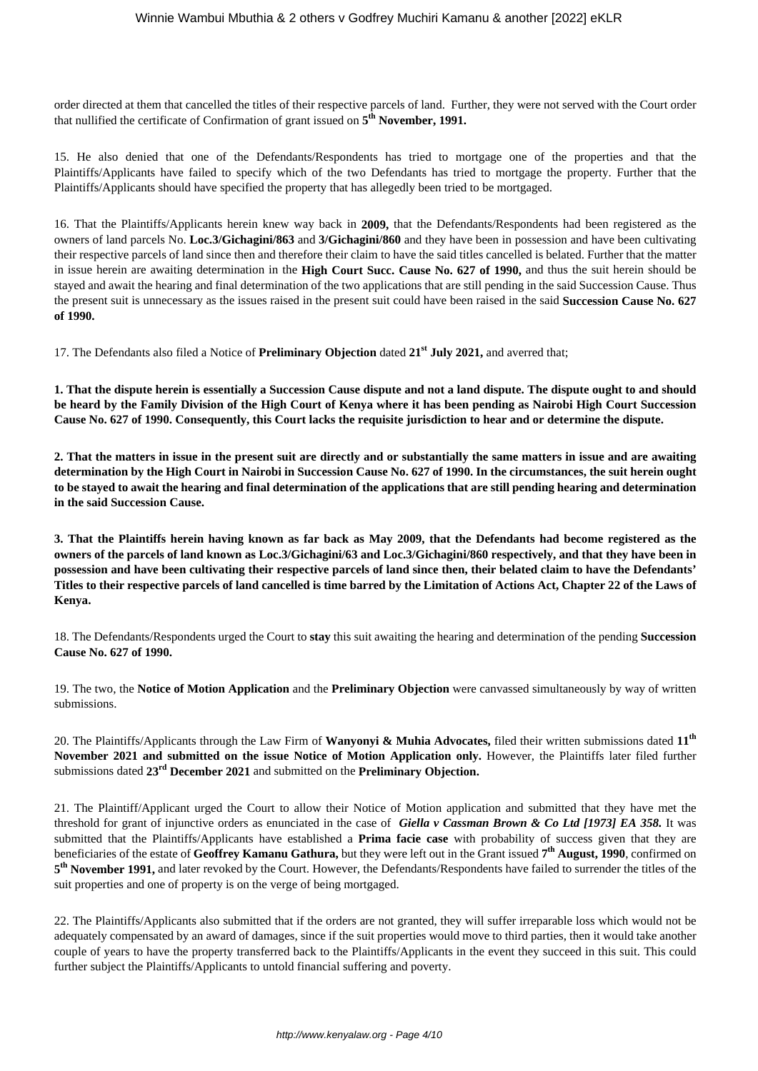order directed at them that cancelled the titles of their respective parcels of land. Further, they were not served with the Court order that nullified the certificate of Confirmation of grant issued on **5th November, 1991.**

15. He also denied that one of the Defendants/Respondents has tried to mortgage one of the properties and that the Plaintiffs/Applicants have failed to specify which of the two Defendants has tried to mortgage the property. Further that the Plaintiffs/Applicants should have specified the property that has allegedly been tried to be mortgaged.

16. That the Plaintiffs/Applicants herein knew way back in **2009,** that the Defendants/Respondents had been registered as the owners of land parcels No. **Loc.3/Gichagini/863** and **3/Gichagini/860** and they have been in possession and have been cultivating their respective parcels of land since then and therefore their claim to have the said titles cancelled is belated. Further that the matter in issue herein are awaiting determination in the **High Court Succ. Cause No. 627 of 1990,** and thus the suit herein should be stayed and await the hearing and final determination of the two applications that are still pending in the said Succession Cause. Thus the present suit is unnecessary as the issues raised in the present suit could have been raised in the said **Succession Cause No. 627 of 1990.**

17. The Defendants also filed a Notice of **Preliminary Objection** dated **21st July 2021,** and averred that;

**1. That the dispute herein is essentially a Succession Cause dispute and not a land dispute. The dispute ought to and should be heard by the Family Division of the High Court of Kenya where it has been pending as Nairobi High Court Succession Cause No. 627 of 1990. Consequently, this Court lacks the requisite jurisdiction to hear and or determine the dispute.**

**2. That the matters in issue in the present suit are directly and or substantially the same matters in issue and are awaiting determination by the High Court in Nairobi in Succession Cause No. 627 of 1990. In the circumstances, the suit herein ought to be stayed to await the hearing and final determination of the applications that are still pending hearing and determination in the said Succession Cause.**

**3. That the Plaintiffs herein having known as far back as May 2009, that the Defendants had become registered as the owners of the parcels of land known as Loc.3/Gichagini/63 and Loc.3/Gichagini/860 respectively, and that they have been in possession and have been cultivating their respective parcels of land since then, their belated claim to have the Defendants' Titles to their respective parcels of land cancelled is time barred by the Limitation of Actions Act, Chapter 22 of the Laws of Kenya.**

18. The Defendants/Respondents urged the Court to **stay** this suit awaiting the hearing and determination of the pending **Succession Cause No. 627 of 1990.**

19. The two, the **Notice of Motion Application** and the **Preliminary Objection** were canvassed simultaneously by way of written submissions.

20. The Plaintiffs/Applicants through the Law Firm of **Wanyonyi & Muhia Advocates,** filed their written submissions dated **11th November 2021 and submitted on the issue Notice of Motion Application only.** However, the Plaintiffs later filed further submissions dated **23rd December 2021** and submitted on the **Preliminary Objection.**

21. The Plaintiff/Applicant urged the Court to allow their Notice of Motion application and submitted that they have met the threshold for grant of injunctive orders as enunciated in the case of ***Giella v Cassman Brown & Co Ltd [1973] EA 358.*** It was submitted that the Plaintiffs/Applicants have established a **Prima facie case** with probability of success given that they are beneficiaries of the estate of **Geoffrey Kamanu Gathura,** but they were left out in the Grant issued **7th August, 1990**, confirmed on **5th November 1991,** and later revoked by the Court. However, the Defendants/Respondents have failed to surrender the titles of the suit properties and one of property is on the verge of being mortgaged.

22. The Plaintiffs/Applicants also submitted that if the orders are not granted, they will suffer irreparable loss which would not be adequately compensated by an award of damages, since if the suit properties would move to third parties, then it would take another couple of years to have the property transferred back to the Plaintiffs/Applicants in the event they succeed in this suit. This could further subject the Plaintiffs/Applicants to untold financial suffering and poverty.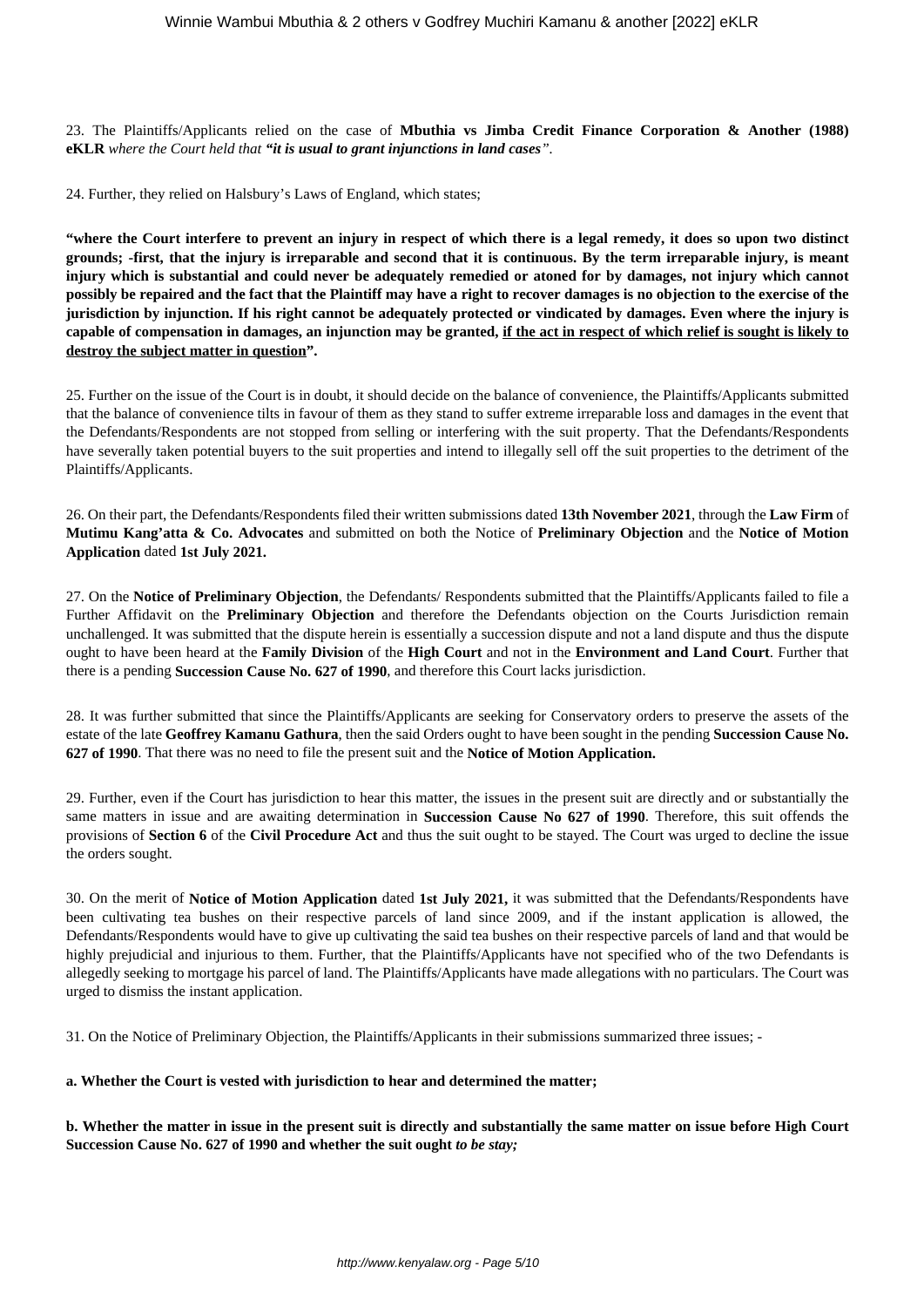23. The Plaintiffs/Applicants relied on the case of **Mbuthia vs Jimba Credit Finance Corporation & Another (1988) eKLR** *where the Court held that* ***"it is usual to grant injunctions in land cases"***.

24. Further, they relied on Halsbury's Laws of England, which states;

**"where the Court interfere to prevent an injury in respect of which there is a legal remedy, it does so upon two distinct grounds; -first, that the injury is irreparable and second that it is continuous. By the term irreparable injury, is meant injury which is substantial and could never be adequately remedied or atoned for by damages, not injury which cannot possibly be repaired and the fact that the Plaintiff may have a right to recover damages is no objection to the exercise of the jurisdiction by injunction. If his right cannot be adequately protected or vindicated by damages. Even where the injury is capable of compensation in damages, an injunction may be granted, <u>if the act in respect of which relief is sought is likely to destroy the subject matter in question</u>".**

25. Further on the issue of the Court is in doubt, it should decide on the balance of convenience, the Plaintiffs/Applicants submitted that the balance of convenience tilts in favour of them as they stand to suffer extreme irreparable loss and damages in the event that the Defendants/Respondents are not stopped from selling or interfering with the suit property. That the Defendants/Respondents have severally taken potential buyers to the suit properties and intend to illegally sell off the suit properties to the detriment of the Plaintiffs/Applicants.

26. On their part, the Defendants/Respondents filed their written submissions dated **13th November 2021**, through the **Law Firm** of **Mutimu Kang'atta & Co. Advocates** and submitted on both the Notice of **Preliminary Objection** and the **Notice of Motion Application** dated **1st July 2021.**

27. On the **Notice of Preliminary Objection**, the Defendants/ Respondents submitted that the Plaintiffs/Applicants failed to file a Further Affidavit on the **Preliminary Objection** and therefore the Defendants objection on the Courts Jurisdiction remain unchallenged. It was submitted that the dispute herein is essentially a succession dispute and not a land dispute and thus the dispute ought to have been heard at the **Family Division** of the **High Court** and not in the **Environment and Land Court**. Further that there is a pending **Succession Cause No. 627 of 1990**, and therefore this Court lacks jurisdiction.

28. It was further submitted that since the Plaintiffs/Applicants are seeking for Conservatory orders to preserve the assets of the estate of the late **Geoffrey Kamanu Gathura**, then the said Orders ought to have been sought in the pending **Succession Cause No. 627 of 1990**. That there was no need to file the present suit and the **Notice of Motion Application.**

29. Further, even if the Court has jurisdiction to hear this matter, the issues in the present suit are directly and or substantially the same matters in issue and are awaiting determination in **Succession Cause No 627 of 1990**. Therefore, this suit offends the provisions of **Section 6** of the **Civil Procedure Act** and thus the suit ought to be stayed. The Court was urged to decline the issue the orders sought.

30. On the merit of **Notice of Motion Application** dated **1st July 2021,** it was submitted that the Defendants/Respondents have been cultivating tea bushes on their respective parcels of land since 2009, and if the instant application is allowed, the Defendants/Respondents would have to give up cultivating the said tea bushes on their respective parcels of land and that would be highly prejudicial and injurious to them. Further, that the Plaintiffs/Applicants have not specified who of the two Defendants is allegedly seeking to mortgage his parcel of land. The Plaintiffs/Applicants have made allegations with no particulars. The Court was urged to dismiss the instant application.

31. On the Notice of Preliminary Objection, the Plaintiffs/Applicants in their submissions summarized three issues; -

**a. Whether the Court is vested with jurisdiction to hear and determined the matter;**

**b. Whether the matter in issue in the present suit is directly and substantially the same matter on issue before High Court Succession Cause No. 627 of 1990 and whether the suit ought *to be stay;***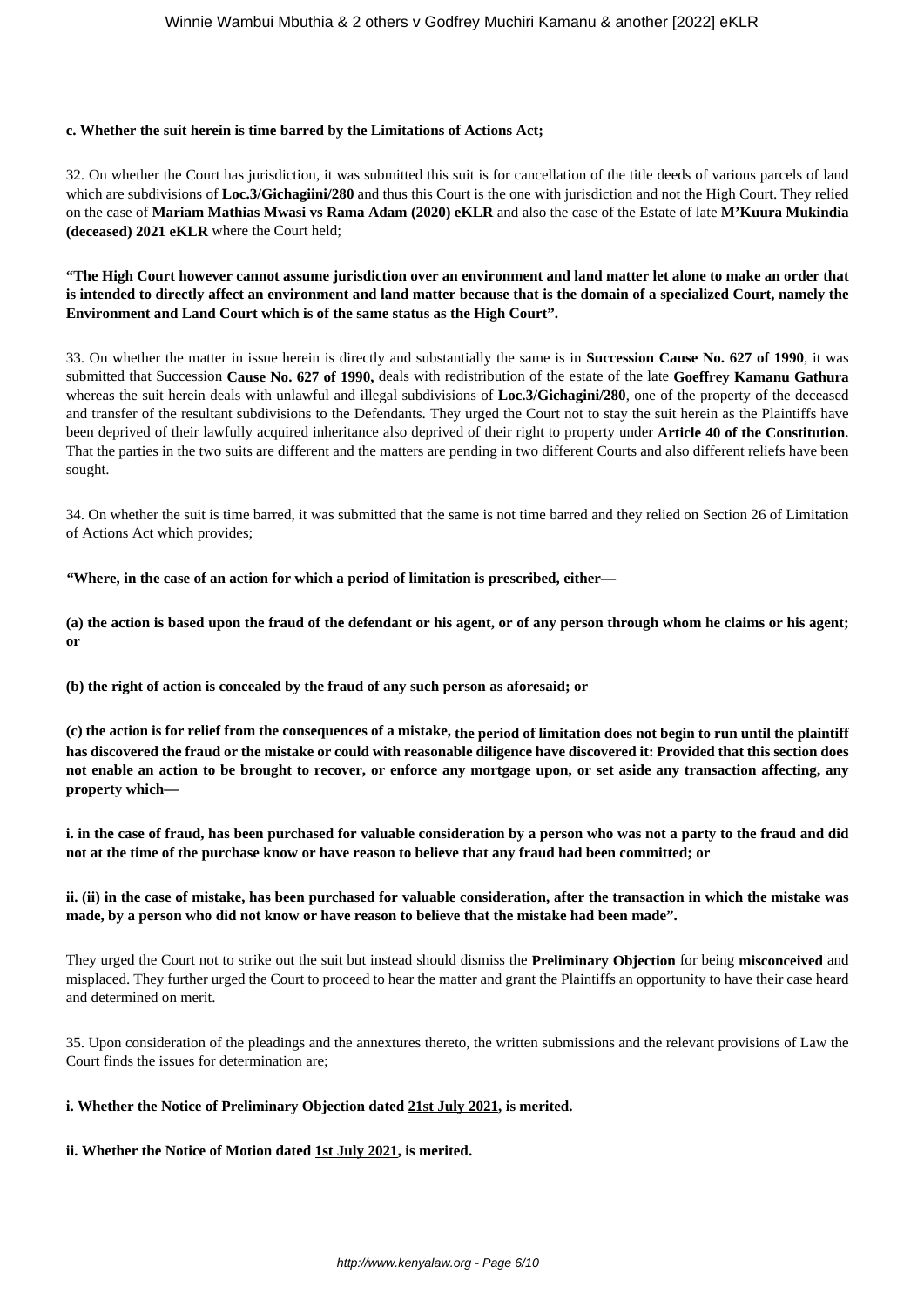**c. Whether the suit herein is time barred by the Limitations of Actions Act;**

32. On whether the Court has jurisdiction, it was submitted this suit is for cancellation of the title deeds of various parcels of land which are subdivisions of **Loc.3/Gichagiini/280** and thus this Court is the one with jurisdiction and not the High Court. They relied on the case of **Mariam Mathias Mwasi vs Rama Adam (2020) eKLR** and also the case of the Estate of late **M'Kuura Mukindia (deceased) 2021 eKLR** where the Court held;

**"The High Court however cannot assume jurisdiction over an environment and land matter let alone to make an order that is intended to directly affect an environment and land matter because that is the domain of a specialized Court, namely the Environment and Land Court which is of the same status as the High Court".**

33. On whether the matter in issue herein is directly and substantially the same is in **Succession Cause No. 627 of 1990**, it was submitted that Succession **Cause No. 627 of 1990,** deals with redistribution of the estate of the late **Goeffrey Kamanu Gathura** whereas the suit herein deals with unlawful and illegal subdivisions of **Loc.3/Gichagini/280**, one of the property of the deceased and transfer of the resultant subdivisions to the Defendants. They urged the Court not to stay the suit herein as the Plaintiffs have been deprived of their lawfully acquired inheritance also deprived of their right to property under **Article 40 of the Constitution**. That the parties in the two suits are different and the matters are pending in two different Courts and also different reliefs have been sought.

34. On whether the suit is time barred, it was submitted that the same is not time barred and they relied on Section 26 of Limitation of Actions Act which provides;

*"***Where, in the case of an action for which a period of limitation is prescribed, either—**

**(a) the action is based upon the fraud of the defendant or his agent, or of any person through whom he claims or his agent; or**

**(b) the right of action is concealed by the fraud of any such person as aforesaid; or**

**(c) the action is for relief from the consequences of a mistake, the period of limitation does not begin to run until the plaintiff has discovered the fraud or the mistake or could with reasonable diligence have discovered it: Provided that this section does not enable an action to be brought to recover, or enforce any mortgage upon, or set aside any transaction affecting, any property which—**

**i. in the case of fraud, has been purchased for valuable consideration by a person who was not a party to the fraud and did not at the time of the purchase know or have reason to believe that any fraud had been committed; or**

**ii. (ii) in the case of mistake, has been purchased for valuable consideration, after the transaction in which the mistake was made, by a person who did not know or have reason to believe that the mistake had been made".**

They urged the Court not to strike out the suit but instead should dismiss the **Preliminary Objection** for being **misconceived** and misplaced. They further urged the Court to proceed to hear the matter and grant the Plaintiffs an opportunity to have their case heard and determined on merit.

35. Upon consideration of the pleadings and the annextures thereto, the written submissions and the relevant provisions of Law the Court finds the issues for determination are;

**i. Whether the Notice of Preliminary Objection dated 21st July 2021, is merited.**

**ii. Whether the Notice of Motion dated 1st July 2021, is merited.**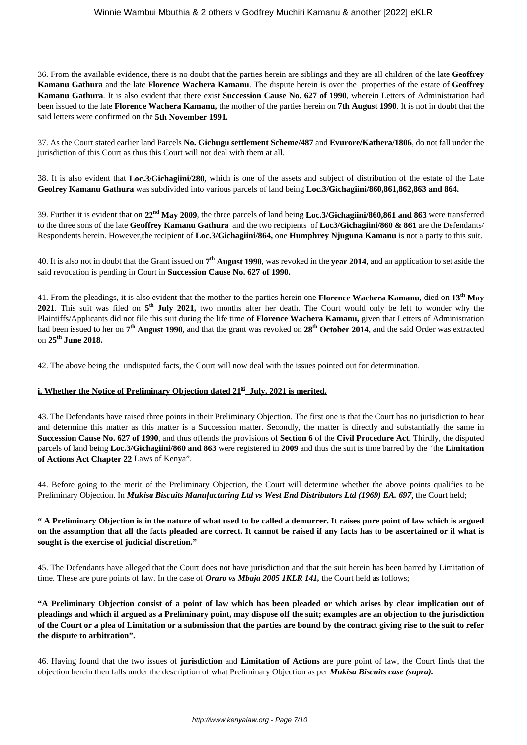36. From the available evidence, there is no doubt that the parties herein are siblings and they are all children of the late **Geoffrey Kamanu Gathura** and the late **Florence Wachera Kamanu**. The dispute herein is over the properties of the estate of **Geoffrey Kamanu Gathura**. It is also evident that there exist **Succession Cause No. 627 of 1990**, wherein Letters of Administration had been issued to the late **Florence Wachera Kamanu,** the mother of the parties herein on **7th August 1990**. It is not in doubt that the said letters were confirmed on the **5th November 1991.**

37. As the Court stated earlier land Parcels **No. Gichugu settlement Scheme/487** and **Evurore/Kathera/1806**, do not fall under the jurisdiction of this Court as thus this Court will not deal with them at all.

38. It is also evident that **Loc.3/Gichagiini/280,** which is one of the assets and subject of distribution of the estate of the Late **Geofrey Kamanu Gathura** was subdivided into various parcels of land being **Loc.3/Gichagiini/860,861,862,863 and 864.**

39. Further it is evident that on **22nd May 2009**, the three parcels of land being **Loc.3/Gichagiini/860,861 and 863** were transferred to the three sons of the late **Geoffrey Kamanu Gathura** and the two recipients of **Loc3/Gichagiini/860 & 861** are the Defendants/ Respondents herein. However,the recipient of **Loc.3/Gichagiini/864,** one **Humphrey Njuguna Kamanu** is not a party to this suit.

40. It is also not in doubt that the Grant issued on **7th August 1990**, was revoked in the **year 2014**, and an application to set aside the said revocation is pending in Court in **Succession Cause No. 627 of 1990.**

41. From the pleadings, it is also evident that the mother to the parties herein one **Florence Wachera Kamanu,** died on **13th May 2021**. This suit was filed on **5th July 2021,** two months after her death. The Court would only be left to wonder why the Plaintiffs/Applicants did not file this suit during the life time of **Florence Wachera Kamanu,** given that Letters of Administration had been issued to her on **7th August 1990,** and that the grant was revoked on **28th October 2014**, and the said Order was extracted on **25th June 2018.**

42. The above being the undisputed facts, the Court will now deal with the issues pointed out for determination.

**i. Whether the Notice of Preliminary Objection dated 21st July, 2021 is merited.**

43. The Defendants have raised three points in their Preliminary Objection. The first one is that the Court has no jurisdiction to hear and determine this matter as this matter is a Succession matter. Secondly, the matter is directly and substantially the same in **Succession Cause No. 627 of 1990**, and thus offends the provisions of **Section 6** of the **Civil Procedure Act**. Thirdly, the disputed parcels of land being **Loc.3/Gichagiini/860 and 863** were registered in **2009** and thus the suit is time barred by the "the **Limitation of Actions Act Chapter 22** Laws of Kenya".

44. Before going to the merit of the Preliminary Objection, the Court will determine whether the above points qualifies to be Preliminary Objection. In ***Mukisa Biscuits Manufacturing Ltd vs West End Distributors Ltd (1969) EA. 697***, the Court held;

**" A Preliminary Objection is in the nature of what used to be called a demurrer. It raises pure point of law which is argued on the assumption that all the facts pleaded are correct. It cannot be raised if any facts has to be ascertained or if what is sought is the exercise of judicial discretion."**

45. The Defendants have alleged that the Court does not have jurisdiction and that the suit herein has been barred by Limitation of time. These are pure points of law. In the case of ***Oraro vs Mbaja 2005 1KLR 141***, the Court held as follows;

**"A Preliminary Objection consist of a point of law which has been pleaded or which arises by clear implication out of pleadings and which if argued as a Preliminary point, may dispose off the suit; examples are an objection to the jurisdiction of the Court or a plea of Limitation or a submission that the parties are bound by the contract giving rise to the suit to refer the dispute to arbitration".**

46. Having found that the two issues of **jurisdiction** and **Limitation of Actions** are pure point of law, the Court finds that the objection herein then falls under the description of what Preliminary Objection as per ***Mukisa Biscuits case (supra).***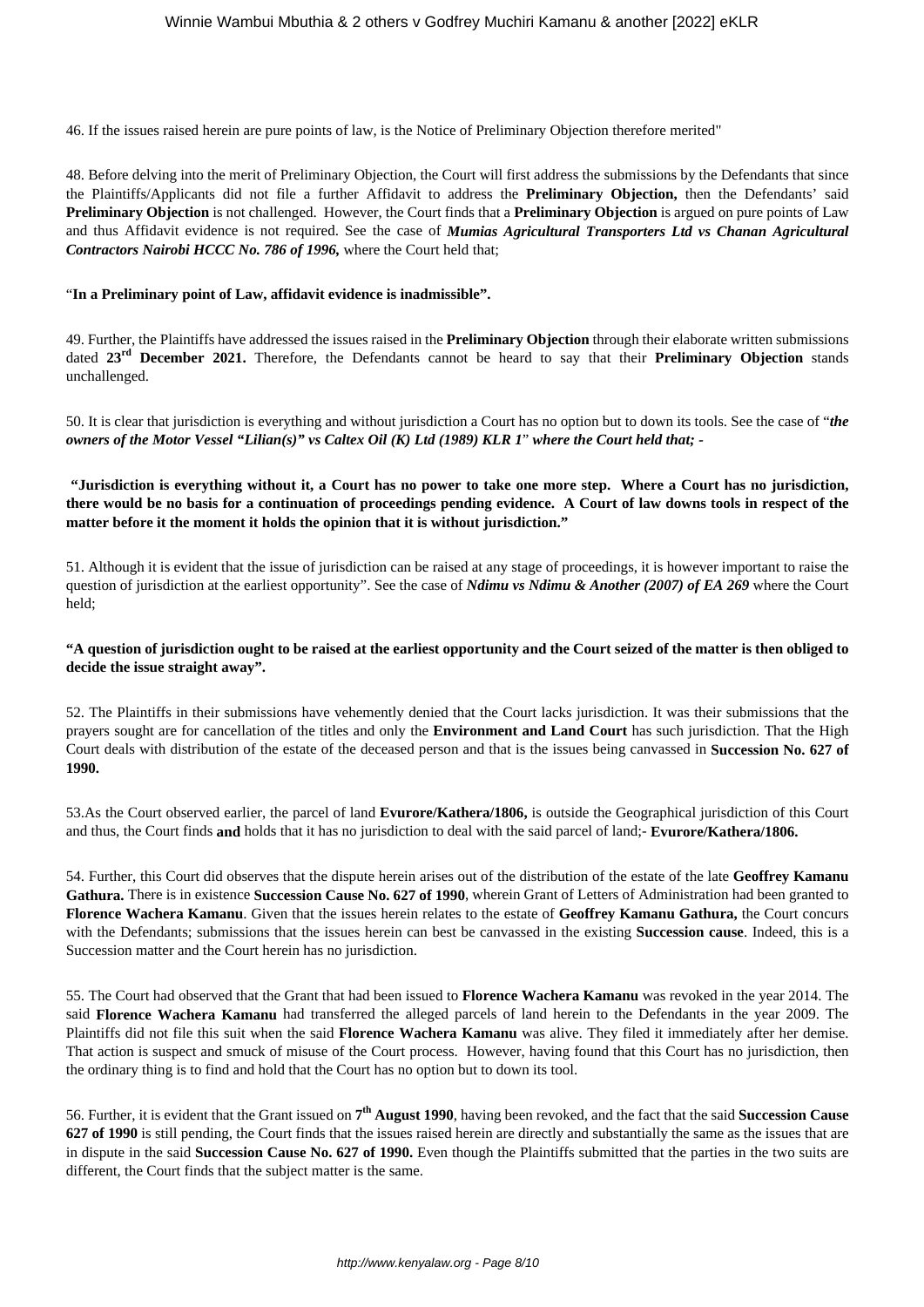46. If the issues raised herein are pure points of law, is the Notice of Preliminary Objection therefore merited"

48. Before delving into the merit of Preliminary Objection, the Court will first address the submissions by the Defendants that since the Plaintiffs/Applicants did not file a further Affidavit to address the **Preliminary Objection,** then the Defendants' said **Preliminary Objection** is not challenged. However, the Court finds that a **Preliminary Objection** is argued on pure points of Law and thus Affidavit evidence is not required. See the case of ***Mumias Agricultural Transporters Ltd vs Chanan Agricultural Contractors Nairobi HCCC No. 786 of 1996,*** where the Court held that;

"**In a Preliminary point of Law, affidavit evidence is inadmissible".**

49. Further, the Plaintiffs have addressed the issues raised in the **Preliminary Objection** through their elaborate written submissions dated **23rd December 2021.** Therefore, the Defendants cannot be heard to say that their **Preliminary Objection** stands unchallenged.

50. It is clear that jurisdiction is everything and without jurisdiction a Court has no option but to down its tools. See the case of "***the owners of the Motor Vessel "Lilian(s)" vs Caltex Oil (K) Ltd (1989) KLR 1*" *where the Court held that; -***

**"Jurisdiction is everything without it, a Court has no power to take one more step. Where a Court has no jurisdiction, there would be no basis for a continuation of proceedings pending evidence. A Court of law downs tools in respect of the matter before it the moment it holds the opinion that it is without jurisdiction."**

51. Although it is evident that the issue of jurisdiction can be raised at any stage of proceedings, it is however important to raise the question of jurisdiction at the earliest opportunity". See the case of ***Ndimu vs Ndimu & Another (2007) of EA 269*** where the Court held;

**"A question of jurisdiction ought to be raised at the earliest opportunity and the Court seized of the matter is then obliged to decide the issue straight away".**

52. The Plaintiffs in their submissions have vehemently denied that the Court lacks jurisdiction. It was their submissions that the prayers sought are for cancellation of the titles and only the **Environment and Land Court** has such jurisdiction. That the High Court deals with distribution of the estate of the deceased person and that is the issues being canvassed in **Succession No. 627 of 1990.**

53.As the Court observed earlier, the parcel of land **Evurore/Kathera/1806,** is outside the Geographical jurisdiction of this Court and thus, the Court finds **and** holds that it has no jurisdiction to deal with the said parcel of land;- **Evurore/Kathera/1806.**

54. Further, this Court did observes that the dispute herein arises out of the distribution of the estate of the late **Geoffrey Kamanu Gathura.** There is in existence **Succession Cause No. 627 of 1990**, wherein Grant of Letters of Administration had been granted to **Florence Wachera Kamanu**. Given that the issues herein relates to the estate of **Geoffrey Kamanu Gathura,** the Court concurs with the Defendants; submissions that the issues herein can best be canvassed in the existing **Succession cause**. Indeed, this is a Succession matter and the Court herein has no jurisdiction.

55. The Court had observed that the Grant that had been issued to **Florence Wachera Kamanu** was revoked in the year 2014. The said **Florence Wachera Kamanu** had transferred the alleged parcels of land herein to the Defendants in the year 2009. The Plaintiffs did not file this suit when the said **Florence Wachera Kamanu** was alive. They filed it immediately after her demise. That action is suspect and smuck of misuse of the Court process. However, having found that this Court has no jurisdiction, then the ordinary thing is to find and hold that the Court has no option but to down its tool.

56. Further, it is evident that the Grant issued on **7th August 1990**, having been revoked, and the fact that the said **Succession Cause 627 of 1990** is still pending, the Court finds that the issues raised herein are directly and substantially the same as the issues that are in dispute in the said **Succession Cause No. 627 of 1990.** Even though the Plaintiffs submitted that the parties in the two suits are different, the Court finds that the subject matter is the same.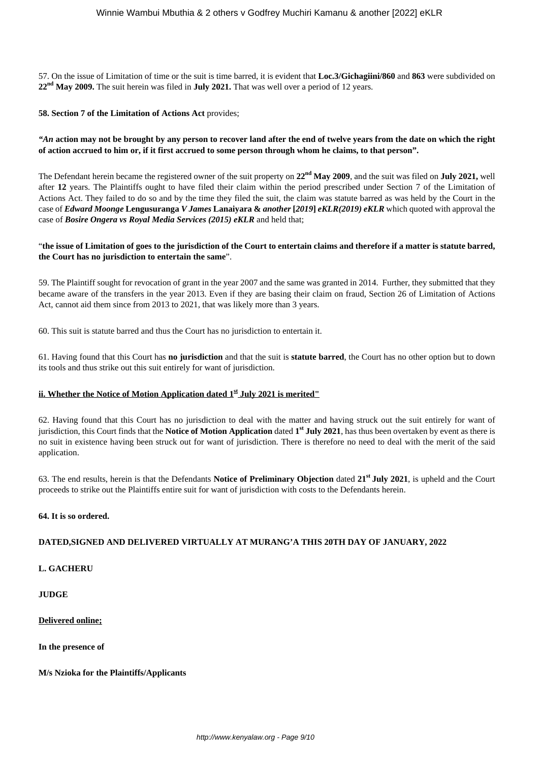57. On the issue of Limitation of time or the suit is time barred, it is evident that **Loc.3/Gichagiini/860** and **863** were subdivided on **22nd May 2009.** The suit herein was filed in **July 2021.** That was well over a period of 12 years.

**58. Section 7 of the Limitation of Actions Act** provides;

***"An*** **action may not be brought by any person to recover land after the end of twelve years from the date on which the right of action accrued to him or, if it first accrued to some person through whom he claims, to that person".**

The Defendant herein became the registered owner of the suit property on **22nd May 2009**, and the suit was filed on **July 2021,** well after **12** years. The Plaintiffs ought to have filed their claim within the period prescribed under Section 7 of the Limitation of Actions Act. They failed to do so and by the time they filed the suit, the claim was statute barred as was held by the Court in the case of ***Edward Moonge*** **Lengusuranga** ***V James*** **Lanaiyara &** ***another*** **[*2019*]** ***eKLR(2019) eKLR*** which quoted with approval the case of ***Bosire Ongera vs Royal Media Services (2015) eKLR*** and held that;

"**the issue of Limitation of goes to the jurisdiction of the Court to entertain claims and therefore if a matter is statute barred, the Court has no jurisdiction to entertain the same**".

59. The Plaintiff sought for revocation of grant in the year 2007 and the same was granted in 2014. Further, they submitted that they became aware of the transfers in the year 2013. Even if they are basing their claim on fraud, Section 26 of Limitation of Actions Act, cannot aid them since from 2013 to 2021, that was likely more than 3 years.

60. This suit is statute barred and thus the Court has no jurisdiction to entertain it.

61. Having found that this Court has **no jurisdiction** and that the suit is **statute barred**, the Court has no other option but to down its tools and thus strike out this suit entirely for want of jurisdiction.

**ii. Whether the Notice of Motion Application dated 1st July 2021 is merited"**

62. Having found that this Court has no jurisdiction to deal with the matter and having struck out the suit entirely for want of jurisdiction, this Court finds that the **Notice of Motion Application** dated **1st July 2021**, has thus been overtaken by event as there is no suit in existence having been struck out for want of jurisdiction. There is therefore no need to deal with the merit of the said application.

63. The end results, herein is that the Defendants **Notice of Preliminary Objection** dated **21st July 2021**, is upheld and the Court proceeds to strike out the Plaintiffs entire suit for want of jurisdiction with costs to the Defendants herein.

**64. It is so ordered.**

**DATED,SIGNED AND DELIVERED VIRTUALLY AT MURANG'A THIS 20TH DAY OF JANUARY, 2022**

**L. GACHERU**

**JUDGE**

**Delivered online;**

**In the presence of**

**M/s Nzioka for the Plaintiffs/Applicants**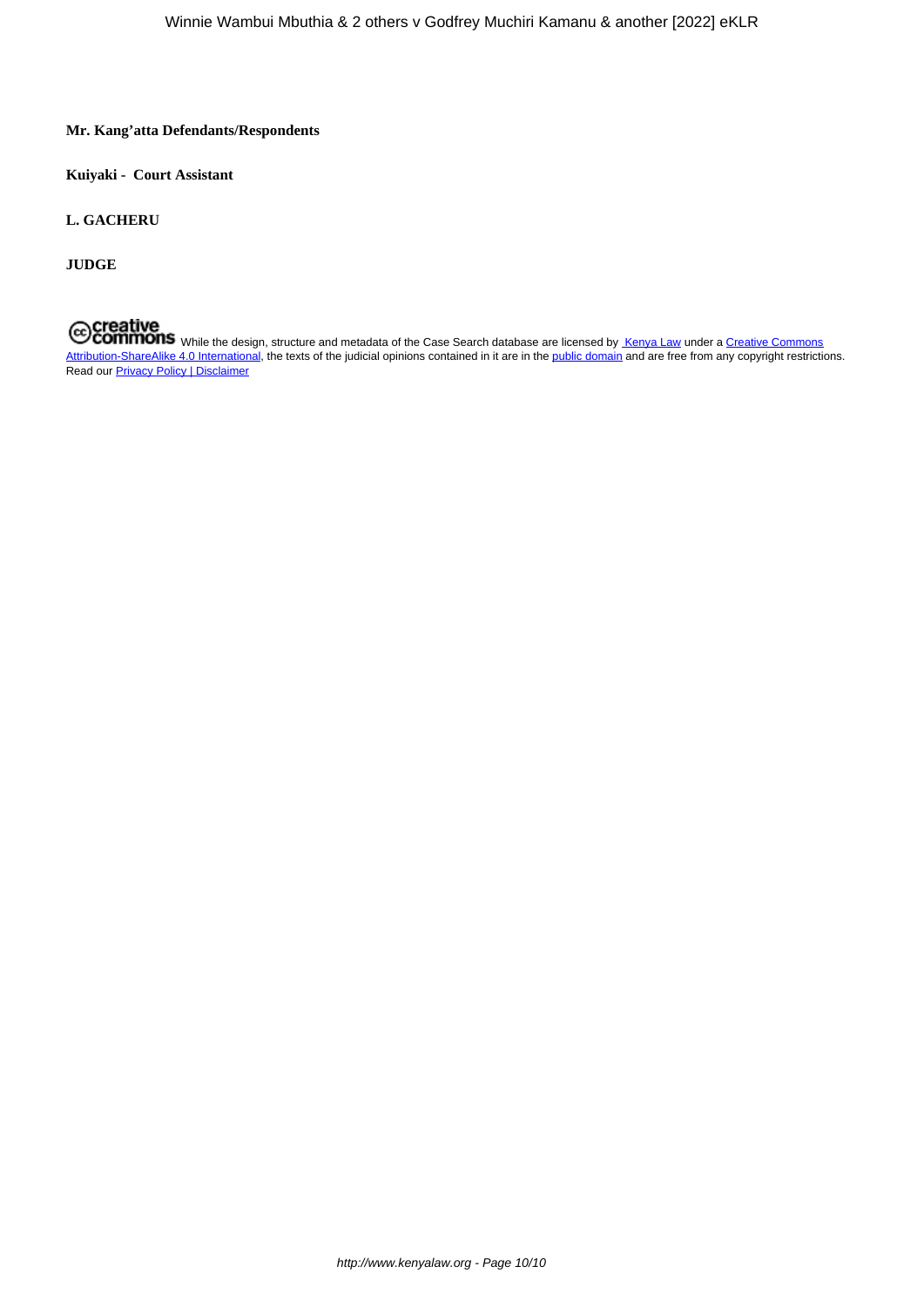**Mr. Kang'atta Defendants/Respondents**

**Kuiyaki - Court Assistant**

**L. GACHERU**

**JUDGE**

creative commons While the design, structure and metadata of the Case Search database are licensed by Kenya Law under a Creative Commons Attribution-ShareAlike 4.0 International, the texts of the judicial opinions contained in it are in the public domain and are free from any copyright restrictions. Read our Privacy Policy | Disclaimer